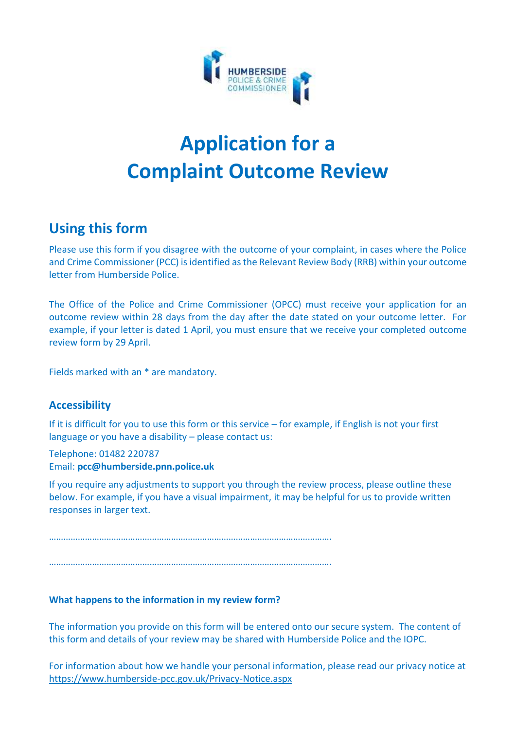# Application for a Complaint Outcome Review

## Using this form

Please use this form if you disagree with the outcome of your complaint, in cases where the Police and Crime Commissioner (PCC) is identified as the Relevant Review Body (RRB) within your outcome letter from Humberside Police.

The Office of the Police and Crime Commissioner (OPCC) must receive your application for an outcome review within 28 days from the day after the date stated on your outcome letter. For example, if your letter is dated 1 April, you must ensure that we receive your completed outcome review form by 29 April.

Fields marked with an * are mandatory.

### Accessibility

If it is difficult for you to use this form or this service – for example, if English is not your first language or you have a disability – please contact us:

Telephone: 01482 220787
Email: **pcc@humberside.pnn.police.uk**

If you require any adjustments to support you through the review process, please outline these below. For example, if you have a visual impairment, it may be helpful for us to provide written responses in larger text.

……………………………………………………………………………………………………….

……………………………………………………………………………………………………….

**What happens to the information in my review form?**

The information you provide on this form will be entered onto our secure system. The content of this form and details of your review may be shared with Humberside Police and the IOPC.

For information about how we handle your personal information, please read our privacy notice at https://www.humberside-pcc.gov.uk/Privacy-Notice.aspx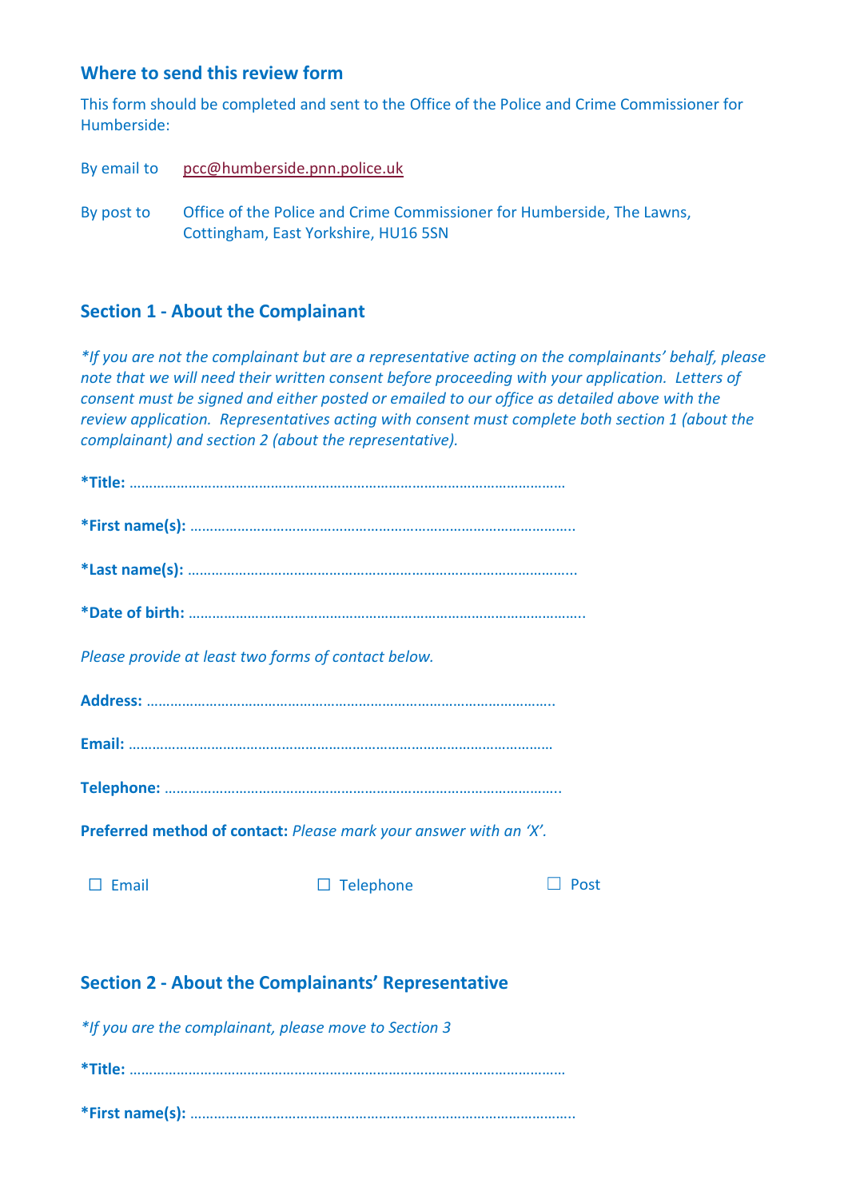## Where to send this review form

This form should be completed and sent to the Office of the Police and Crime Commissioner for Humberside:

By email to pcc@humberside.pnn.police.uk

By post to Office of the Police and Crime Commissioner for Humberside, The Lawns, Cottingham, East Yorkshire, HU16 5SN

## Section 1 - About the Complainant

*\*If you are not the complainant but are a representative acting on the complainants' behalf, please note that we will need their written consent before proceeding with your application. Letters of consent must be signed and either posted or emailed to our office as detailed above with the review application. Representatives acting with consent must complete both section 1 (about the complainant) and section 2 (about the representative).*

**\*Title:** …………………………………………………………………………………………………

**\*First name(s):** ……………………………………………………………………………………..

**\*Last name(s):** ……………………………………………………………………………………..

**\*Date of birth:** ………………………………………………………………………………………..

*Please provide at least two forms of contact below.*

**Address:** ………………………………………………………………………………………….

**Email:** ………………………………………………………………………………………………

**Telephone:** ………………………………………………………………………………………..

**Preferred method of contact:** *Please mark your answer with an 'X'.*

☐ Email ☐ Telephone ☐ Post

## Section 2 - About the Complainants' Representative

*\*If you are the complainant, please move to Section 3*

**\*Title:** …………………………………………………………………………………………………

**\*First name(s):** ……………………………………………………………………………………..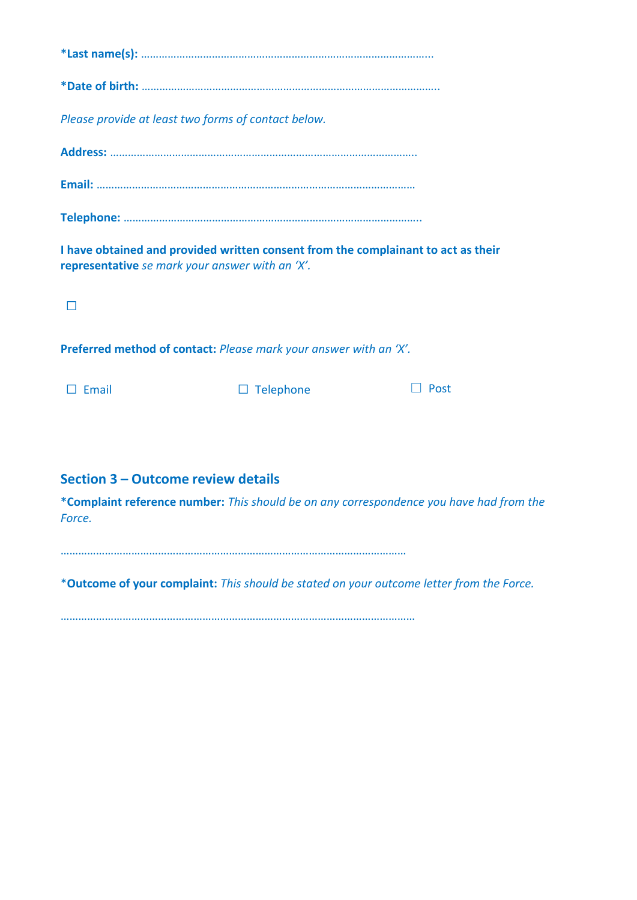**\*Last name(s):** ………………………………………………………………………………………

**\*Date of birth:** ………………………………………………………………………………………..

*Please provide at least two forms of contact below.*

**Address:** ………………………………………………………………………………………….

**Email:** ……………………………………………………………………………………………

**Telephone:** ……………………………………………………………………………………..

**I have obtained and provided written consent from the complainant to act as their representative** *se mark your answer with an 'X'.*

☐

**Preferred method of contact:** *Please mark your answer with an 'X'.*

☐ Email ☐ Telephone ☐ Post

## Section 3 – Outcome review details

**\*Complaint reference number:** *This should be on any correspondence you have had from the Force.*

………………………………………………………………………………………………………

\***Outcome of your complaint:** *This should be stated on your outcome letter from the Force.*

………………………………………………………………………………………………………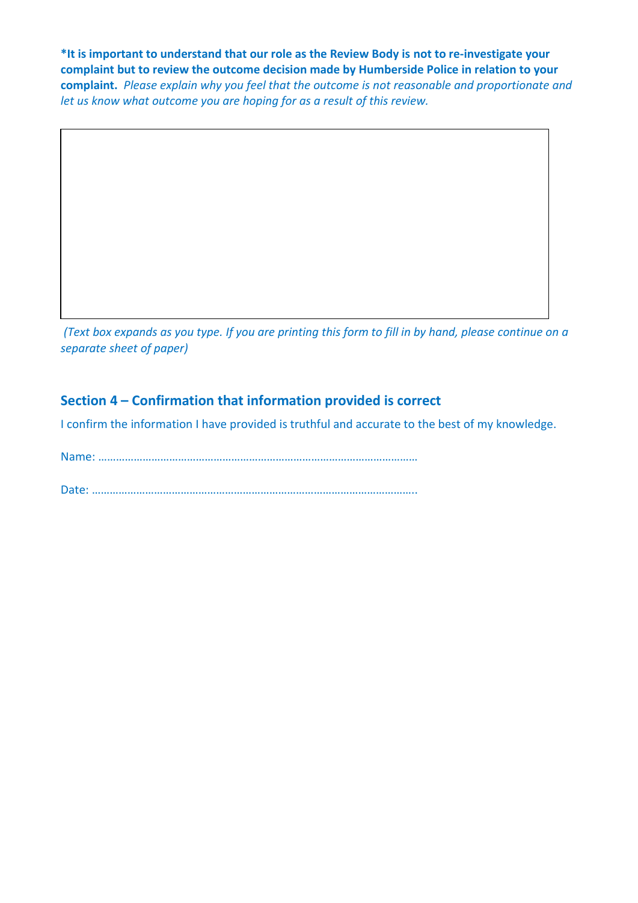**\*It is important to understand that our role as the Review Body is not to re-investigate your complaint but to review the outcome decision made by Humberside Police in relation to your complaint.** *Please explain why you feel that the outcome is not reasonable and proportionate and let us know what outcome you are hoping for as a result of this review.*

*(Text box expands as you type. If you are printing this form to fill in by hand, please continue on a separate sheet of paper)*

## Section 4 – Confirmation that information provided is correct

I confirm the information I have provided is truthful and accurate to the best of my knowledge.

Name: ………………………………………………………………………………………………

Date: ………………………………………………………………………………………………..